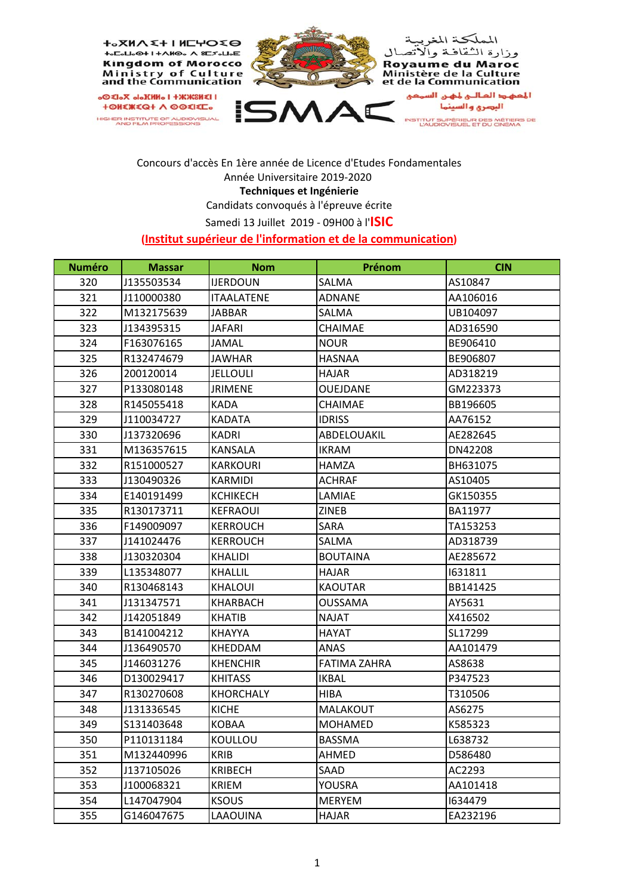ⵜⴰⴳⵍⴷⵉⵜ ⵏ ⵍⵎⵖⵔⵉⴱ
ⵜⴰⵎⴰⵡⴰⵙⵜ ⵏ ⵜⴷⵓⵙⵉ ⴷ ⵜⵓⵚⵍⵜ
Kingdom of Morocco
Ministry of Culture
and the Communication

المملكة المغربية
وزارة الثقافة والاتصال
Royaume du Maroc
Ministère de la Culture
et de la Communication

ISMAC

HIGHER INSTITUTE OF AUDIOVISUAL AND FILM PROFESSIONS

المعهد العالي لمهن السمعي البصري والسينما

INSTITUT SUPÉRIEUR DES MÉTIERS DE L'AUDIOVISUEL ET DU CINÉMA

Concours d'accès En 1ère année de Licence d'Etudes Fondamentales
Année Universitaire 2019-2020
**Techniques et Ingénierie**
Candidats convoqués à l'épreuve écrite
Samedi 13 Juillet 2019 - 09H00 à l'**ISIC**
**(Institut supérieur de l'information et de la communication)**

| Numéro | Massar | Nom | Prénom | CIN |
|---|---|---|---|---|
| 320 | J135503534 | IJERDOUN | SALMA | AS10847 |
| 321 | J110000380 | ITAALATENE | ADNANE | AA106016 |
| 322 | M132175639 | JABBAR | SALMA | UB104097 |
| 323 | J134395315 | JAFARI | CHAIMAE | AD316590 |
| 324 | F163076165 | JAMAL | NOUR | BE906410 |
| 325 | R132474679 | JAWHAR | HASNAA | BE906807 |
| 326 | 200120014 | JELLOULI | HAJAR | AD318219 |
| 327 | P133080148 | JRIMENE | OUEJDANE | GM223373 |
| 328 | R145055418 | KADA | CHAIMAE | BB196605 |
| 329 | J110034727 | KADATA | IDRISS | AA76152 |
| 330 | J137320696 | KADRI | ABDELOUAKIL | AE282645 |
| 331 | M136357615 | KANSALA | IKRAM | DN42208 |
| 332 | R151000527 | KARKOURI | HAMZA | BH631075 |
| 333 | J130490326 | KARMIDI | ACHRAF | AS10405 |
| 334 | E140191499 | KCHIKECH | LAMIAE | GK150355 |
| 335 | R130173711 | KEFRAOUI | ZINEB | BA11977 |
| 336 | F149009097 | KERROUCH | SARA | TA153253 |
| 337 | J141024476 | KERROUCH | SALMA | AD318739 |
| 338 | J130320304 | KHALIDI | BOUTAINA | AE285672 |
| 339 | L135348077 | KHALLIL | HAJAR | I631811 |
| 340 | R130468143 | KHALOUI | KAOUTAR | BB141425 |
| 341 | J131347571 | KHARBACH | OUSSAMA | AY5631 |
| 342 | J142051849 | KHATIB | NAJAT | X416502 |
| 343 | B141004212 | KHAYYA | HAYAT | SL17299 |
| 344 | J136490570 | KHEDDAM | ANAS | AA101479 |
| 345 | J146031276 | KHENCHIR | FATIMA ZAHRA | AS8638 |
| 346 | D130029417 | KHITASS | IKBAL | P347523 |
| 347 | R130270608 | KHORCHALY | HIBA | T310506 |
| 348 | J131336545 | KICHE | MALAKOUT | AS6275 |
| 349 | S131403648 | KOBAA | MOHAMED | K585323 |
| 350 | P110131184 | KOULLOU | BASSMA | L638732 |
| 351 | M132440996 | KRIB | AHMED | D586480 |
| 352 | J137105026 | KRIBECH | SAAD | AC2293 |
| 353 | J100068321 | KRIEM | YOUSRA | AA101418 |
| 354 | L147047904 | KSOUS | MERYEM | I634479 |
| 355 | G146047675 | LAAOUINA | HAJAR | EA232196 |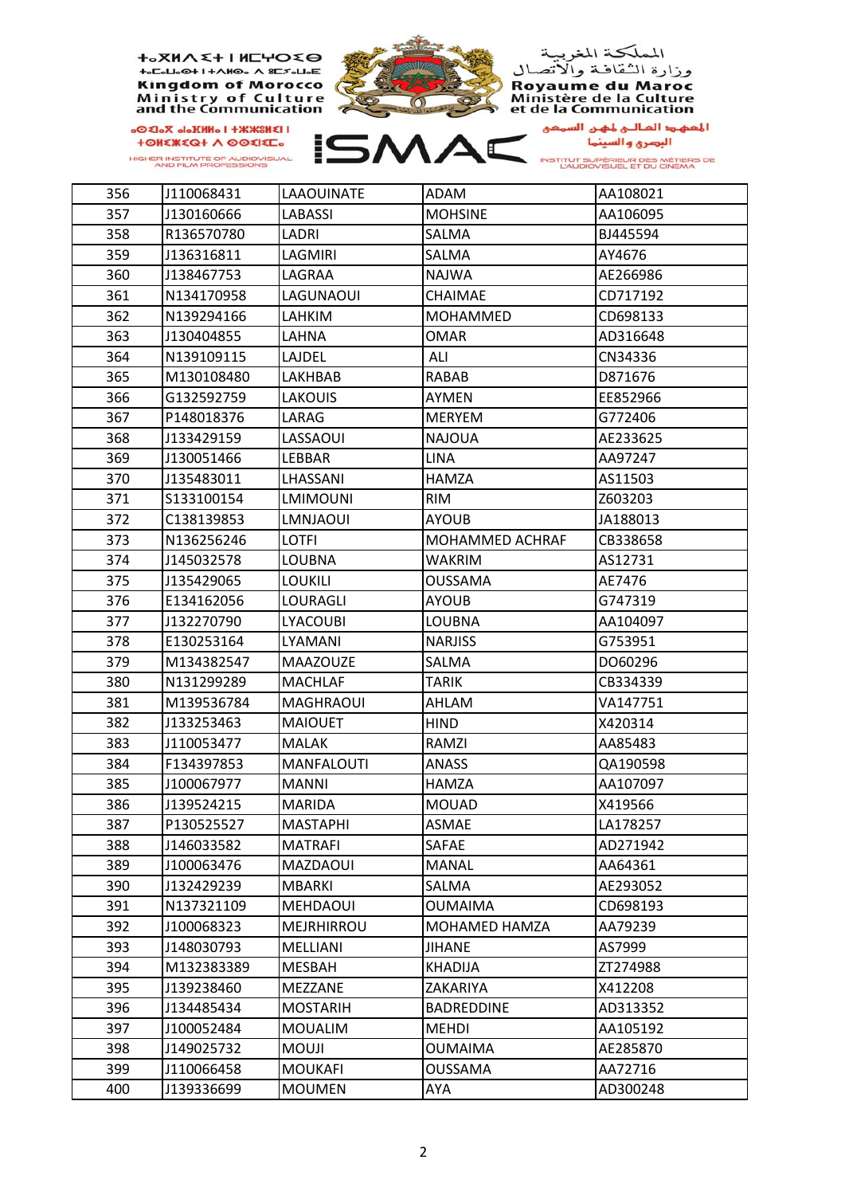| 356 | J110068431 | LAAOUINATE | ADAM | AA108021 |
|---|---|---|---|---|
| 357 | J130160666 | LABASSI | MOHSINE | AA106095 |
| 358 | R136570780 | LADRI | SALMA | BJ445594 |
| 359 | J136316811 | LAGMIRI | SALMA | AY4676 |
| 360 | J138467753 | LAGRAA | NAJWA | AE266986 |
| 361 | N134170958 | LAGUNAOUI | CHAIMAE | CD717192 |
| 362 | N139294166 | LAHKIM | MOHAMMED | CD698133 |
| 363 | J130404855 | LAHNA | OMAR | AD316648 |
| 364 | N139109115 | LAJDEL | ALI | CN34336 |
| 365 | M130108480 | LAKHBAB | RABAB | D871676 |
| 366 | G132592759 | LAKOUIS | AYMEN | EE852966 |
| 367 | P148018376 | LARAG | MERYEM | G772406 |
| 368 | J133429159 | LASSAOUI | NAJOUA | AE233625 |
| 369 | J130051466 | LEBBAR | LINA | AA97247 |
| 370 | J135483011 | LHASSANI | HAMZA | AS11503 |
| 371 | S133100154 | LMIMOUNI | RIM | Z603203 |
| 372 | C138139853 | LMNJAOUI | AYOUB | JA188013 |
| 373 | N136256246 | LOTFI | MOHAMMED ACHRAF | CB338658 |
| 374 | J145032578 | LOUBNA | WAKRIM | AS12731 |
| 375 | J135429065 | LOUKILI | OUSSAMA | AE7476 |
| 376 | E134162056 | LOURAGLI | AYOUB | G747319 |
| 377 | J132270790 | LYACOUBI | LOUBNA | AA104097 |
| 378 | E130253164 | LYAMANI | NARJISS | G753951 |
| 379 | M134382547 | MAAZOUZE | SALMA | DO60296 |
| 380 | N131299289 | MACHLAF | TARIK | CB334339 |
| 381 | M139536784 | MAGHRAOUI | AHLAM | VA147751 |
| 382 | J133253463 | MAIOUET | HIND | X420314 |
| 383 | J110053477 | MALAK | RAMZI | AA85483 |
| 384 | F134397853 | MANFALOUTI | ANASS | QA190598 |
| 385 | J100067977 | MANNI | HAMZA | AA107097 |
| 386 | J139524215 | MARIDA | MOUAD | X419566 |
| 387 | P130525527 | MASTAPHI | ASMAE | LA178257 |
| 388 | J146033582 | MATRAFI | SAFAE | AD271942 |
| 389 | J100063476 | MAZDAOUI | MANAL | AA64361 |
| 390 | J132429239 | MBARKI | SALMA | AE293052 |
| 391 | N137321109 | MEHDAOUI | OUMAIMA | CD698193 |
| 392 | J100068323 | MEJRHIRROU | MOHAMED HAMZA | AA79239 |
| 393 | J148030793 | MELLIANI | JIHANE | AS7999 |
| 394 | M132383389 | MESBAH | KHADIJA | ZT274988 |
| 395 | J139238460 | MEZZANE | ZAKARIYA | X412208 |
| 396 | J134485434 | MOSTARIH | BADREDDINE | AD313352 |
| 397 | J100052484 | MOUALIM | MEHDI | AA105192 |
| 398 | J149025732 | MOUJI | OUMAIMA | AE285870 |
| 399 | J110066458 | MOUKAFI | OUSSAMA | AA72716 |
| 400 | J139336699 | MOUMEN | AYA | AD300248 |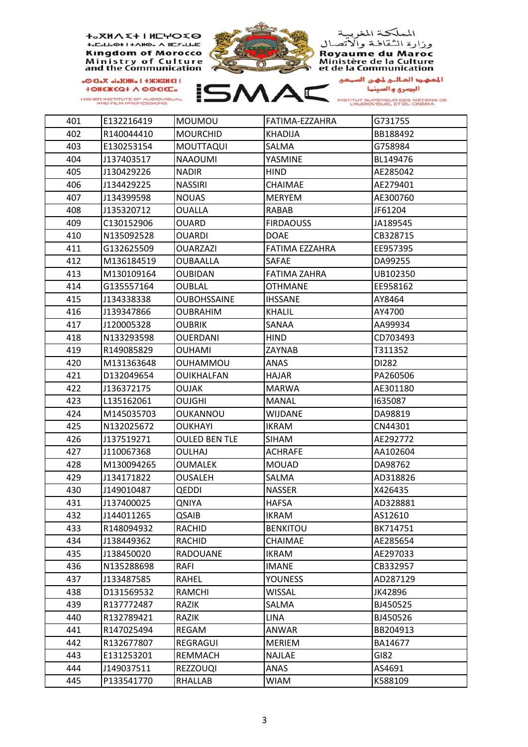| 401 | E132216419 | MOUMOU | FATIMA-EZZAHRA | G731755 |
|---|---|---|---|---|
| 402 | R140044410 | MOURCHID | KHADIJA | BB188492 |
| 403 | E130253154 | MOUTTAQUI | SALMA | G758984 |
| 404 | J137403517 | NAAOUMI | YASMINE | BL149476 |
| 405 | J130429226 | NADIR | HIND | AE285042 |
| 406 | J134429225 | NASSIRI | CHAIMAE | AE279401 |
| 407 | J134399598 | NOUAS | MERYEM | AE300760 |
| 408 | J135320712 | OUALLA | RABAB | JF61204 |
| 409 | C130152906 | OUARD | FIRDAOUSS | JA189545 |
| 410 | N135092528 | OUARDI | DOAE | CB328715 |
| 411 | G132625509 | OUARZAZI | FATIMA EZZAHRA | EE957395 |
| 412 | M136184519 | OUBAALLA | SAFAE | DA99255 |
| 413 | M130109164 | OUBIDAN | FATIMA ZAHRA | UB102350 |
| 414 | G135557164 | OUBLAL | OTHMANE | EE958162 |
| 415 | J134338338 | OUBOHSSAINE | IHSSANE | AY8464 |
| 416 | J139347866 | OUBRAHIM | KHALIL | AY4700 |
| 417 | J120005328 | OUBRIK | SANAA | AA99934 |
| 418 | N133293598 | OUERDANI | HIND | CD703493 |
| 419 | R149085829 | OUHAMI | ZAYNAB | T311352 |
| 420 | M131363648 | OUHAMMOU | ANAS | DI282 |
| 421 | D132049654 | OUIKHALFAN | HAJAR | PA260506 |
| 422 | J136372175 | OUJAK | MARWA | AE301180 |
| 423 | L135162061 | OUJGHI | MANAL | I635087 |
| 424 | M145035703 | OUKANNOU | WIJDANE | DA98819 |
| 425 | N132025672 | OUKHAYI | IKRAM | CN44301 |
| 426 | J137519271 | OULED BEN TLE | SIHAM | AE292772 |
| 427 | J110067368 | OULHAJ | ACHRAFE | AA102604 |
| 428 | M130094265 | OUMALEK | MOUAD | DA98762 |
| 429 | J134171822 | OUSALEH | SALMA | AD318826 |
| 430 | J149010487 | QEDDI | NASSER | X426435 |
| 431 | J137400025 | QNIYA | HAFSA | AD328881 |
| 432 | J144011265 | QSAIB | IKRAM | AS12610 |
| 433 | R148094932 | RACHID | BENKITOU | BK714751 |
| 434 | J138449362 | RACHID | CHAIMAE | AE285654 |
| 435 | J138450020 | RADOUANE | IKRAM | AE297033 |
| 436 | N135288698 | RAFI | IMANE | CB332957 |
| 437 | J133487585 | RAHEL | YOUNESS | AD287129 |
| 438 | D131569532 | RAMCHI | WISSAL | JK42896 |
| 439 | R137772487 | RAZIK | SALMA | BJ450525 |
| 440 | R132789421 | RAZIK | LINA | BJ450526 |
| 441 | R147025494 | REGAM | ANWAR | BB204913 |
| 442 | R132677807 | REGRAGUI | MERIEM | BA14677 |
| 443 | E131253201 | REMMACH | NAJLAE | GI82 |
| 444 | J149037511 | REZZOUQI | ANAS | AS4691 |
| 445 | P133541770 | RHALLAB | WIAM | K588109 |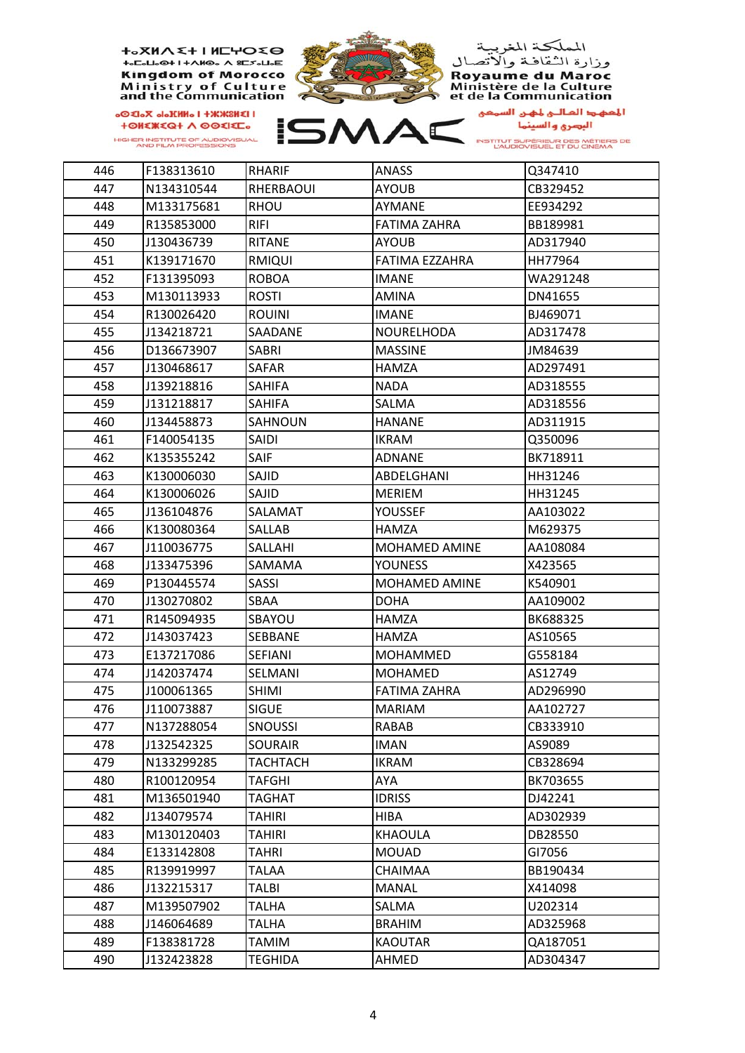| 446 | F138313610 | RHARIF | ANASS | Q347410 |
|---|---|---|---|---|
| 447 | N134310544 | RHERBAOUI | AYOUB | CB329452 |
| 448 | M133175681 | RHOU | AYMANE | EE934292 |
| 449 | R135853000 | RIFI | FATIMA ZAHRA | BB189981 |
| 450 | J130436739 | RITANE | AYOUB | AD317940 |
| 451 | K139171670 | RMIQUI | FATIMA EZZAHRA | HH77964 |
| 452 | F131395093 | ROBOA | IMANE | WA291248 |
| 453 | M130113933 | ROSTI | AMINA | DN41655 |
| 454 | R130026420 | ROUINI | IMANE | BJ469071 |
| 455 | J134218721 | SAADANE | NOURELHODA | AD317478 |
| 456 | D136673907 | SABRI | MASSINE | JM84639 |
| 457 | J130468617 | SAFAR | HAMZA | AD297491 |
| 458 | J139218816 | SAHIFA | NADA | AD318555 |
| 459 | J131218817 | SAHIFA | SALMA | AD318556 |
| 460 | J134458873 | SAHNOUN | HANANE | AD311915 |
| 461 | F140054135 | SAIDI | IKRAM | Q350096 |
| 462 | K135355242 | SAIF | ADNANE | BK718911 |
| 463 | K130006030 | SAJID | ABDELGHANI | HH31246 |
| 464 | K130006026 | SAJID | MERIEM | HH31245 |
| 465 | J136104876 | SALAMAT | YOUSSEF | AA103022 |
| 466 | K130080364 | SALLAB | HAMZA | M629375 |
| 467 | J110036775 | SALLAHI | MOHAMED AMINE | AA108084 |
| 468 | J133475396 | SAMAMA | YOUNESS | X423565 |
| 469 | P130445574 | SASSI | MOHAMED AMINE | K540901 |
| 470 | J130270802 | SBAA | DOHA | AA109002 |
| 471 | R145094935 | SBAYOU | HAMZA | BK688325 |
| 472 | J143037423 | SEBBANE | HAMZA | AS10565 |
| 473 | E137217086 | SEFIANI | MOHAMMED | G558184 |
| 474 | J142037474 | SELMANI | MOHAMED | AS12749 |
| 475 | J100061365 | SHIMI | FATIMA ZAHRA | AD296990 |
| 476 | J110073887 | SIGUE | MARIAM | AA102727 |
| 477 | N137288054 | SNOUSSI | RABAB | CB333910 |
| 478 | J132542325 | SOURAIR | IMAN | AS9089 |
| 479 | N133299285 | TACHTACH | IKRAM | CB328694 |
| 480 | R100120954 | TAFGHI | AYA | BK703655 |
| 481 | M136501940 | TAGHAT | IDRISS | DJ42241 |
| 482 | J134079574 | TAHIRI | HIBA | AD302939 |
| 483 | M130120403 | TAHIRI | KHAOULA | DB28550 |
| 484 | E133142808 | TAHRI | MOUAD | GI7056 |
| 485 | R139919997 | TALAA | CHAIMAA | BB190434 |
| 486 | J132215317 | TALBI | MANAL | X414098 |
| 487 | M139507902 | TALHA | SALMA | U202314 |
| 488 | J146064689 | TALHA | BRAHIM | AD325968 |
| 489 | F138381728 | TAMIM | KAOUTAR | QA187051 |
| 490 | J132423828 | TEGHIDA | AHMED | AD304347 |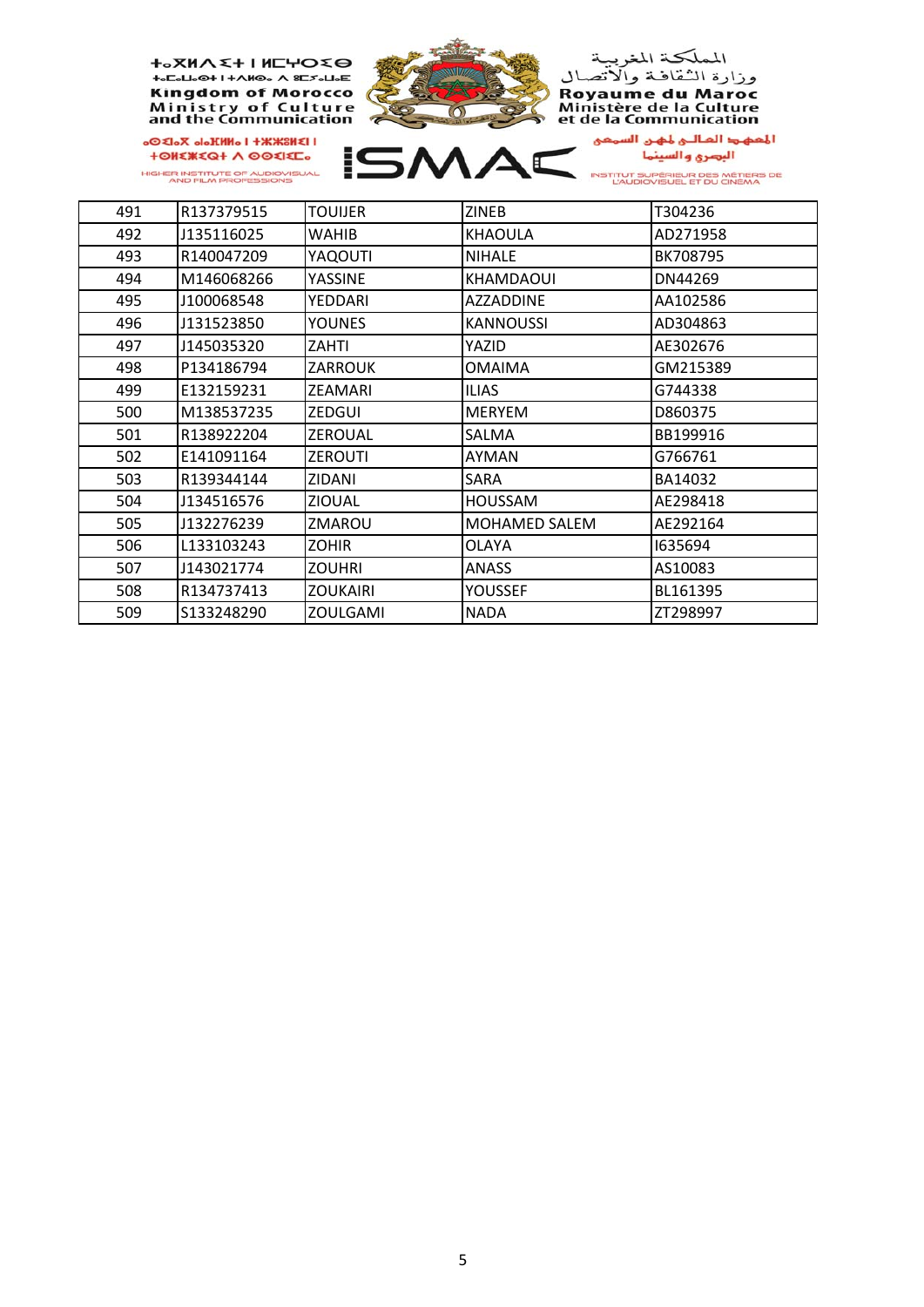| | | | | |
|---|---|---|---|---|
| 491 | R137379515 | TOUIJER | ZINEB | T304236 |
| 492 | J135116025 | WAHIB | KHAOULA | AD271958 |
| 493 | R140047209 | YAQOUTI | NIHALE | BK708795 |
| 494 | M146068266 | YASSINE | KHAMDAOUI | DN44269 |
| 495 | J100068548 | YEDDARI | AZZADDINE | AA102586 |
| 496 | J131523850 | YOUNES | KANNOUSSI | AD304863 |
| 497 | J145035320 | ZAHTI | YAZID | AE302676 |
| 498 | P134186794 | ZARROUK | OMAIMA | GM215389 |
| 499 | E132159231 | ZEAMARI | ILIAS | G744338 |
| 500 | M138537235 | ZEDGUI | MERYEM | D860375 |
| 501 | R138922204 | ZEROUAL | SALMA | BB199916 |
| 502 | E141091164 | ZEROUTI | AYMAN | G766761 |
| 503 | R139344144 | ZIDANI | SARA | BA14032 |
| 504 | J134516576 | ZIOUAL | HOUSSAM | AE298418 |
| 505 | J132276239 | ZMAROU | MOHAMED SALEM | AE292164 |
| 506 | L133103243 | ZOHIR | OLAYA | I635694 |
| 507 | J143021774 | ZOUHRI | ANASS | AS10083 |
| 508 | R134737413 | ZOUKAIRI | YOUSSEF | BL161395 |
| 509 | S133248290 | ZOULGAMI | NADA | ZT298997 |